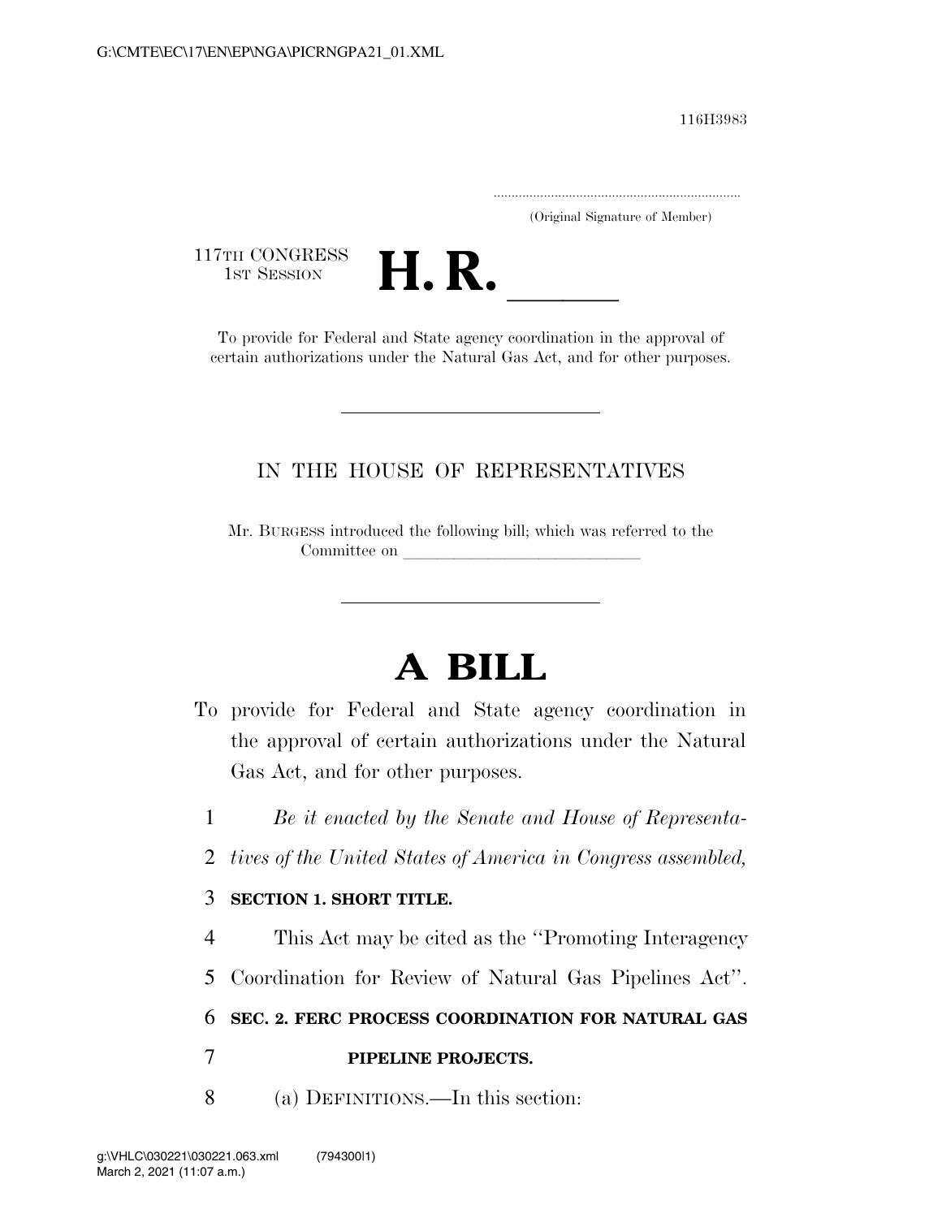116H3983

.....................................................................
(Original Signature of Member)

117TH CONGRESS
1ST SESSION

# H. R. \_\_\_\_\_

To provide for Federal and State agency coordination in the approval of certain authorizations under the Natural Gas Act, and for other purposes.

---

IN THE HOUSE OF REPRESENTATIVES

Mr. BURGESS introduced the following bill; which was referred to the Committee on \_\_\_\_\_\_\_\_\_\_\_\_\_\_\_\_\_\_\_\_\_\_\_\_\_\_\_\_\_\_

---

# A BILL

To provide for Federal and State agency coordination in the approval of certain authorizations under the Natural Gas Act, and for other purposes.

1 *Be it enacted by the Senate and House of Representa-*
2 *tives of the United States of America in Congress assembled,*

3 **SECTION 1. SHORT TITLE.**

4 This Act may be cited as the ''Promoting Interagency
5 Coordination for Review of Natural Gas Pipelines Act''.

6 **SEC. 2. FERC PROCESS COORDINATION FOR NATURAL GAS**
7 **PIPELINE PROJECTS.**

8 (a) DEFINITIONS.—In this section: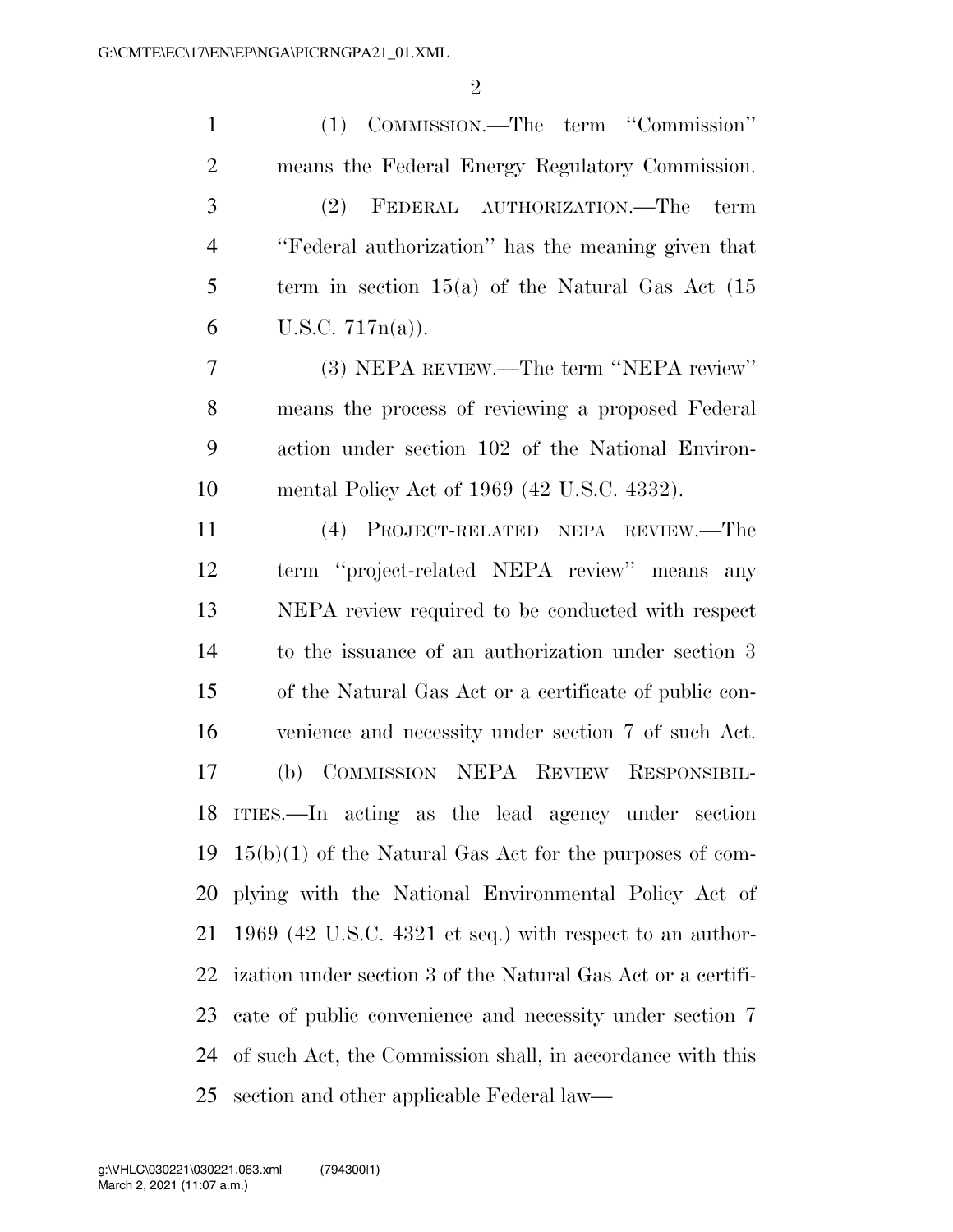(1) COMMISSION.—The term ''Commission'' means the Federal Energy Regulatory Commission.

(2) FEDERAL AUTHORIZATION.—The term ''Federal authorization'' has the meaning given that term in section 15(a) of the Natural Gas Act (15 U.S.C. 717n(a)).

(3) NEPA REVIEW.—The term ''NEPA review'' means the process of reviewing a proposed Federal action under section 102 of the National Environmental Policy Act of 1969 (42 U.S.C. 4332).

(4) PROJECT-RELATED NEPA REVIEW.—The term ''project-related NEPA review'' means any NEPA review required to be conducted with respect to the issuance of an authorization under section 3 of the Natural Gas Act or a certificate of public convenience and necessity under section 7 of such Act.

(b) COMMISSION NEPA REVIEW RESPONSIBILITIES.—In acting as the lead agency under section 15(b)(1) of the Natural Gas Act for the purposes of complying with the National Environmental Policy Act of 1969 (42 U.S.C. 4321 et seq.) with respect to an authorization under section 3 of the Natural Gas Act or a certificate of public convenience and necessity under section 7 of such Act, the Commission shall, in accordance with this section and other applicable Federal law—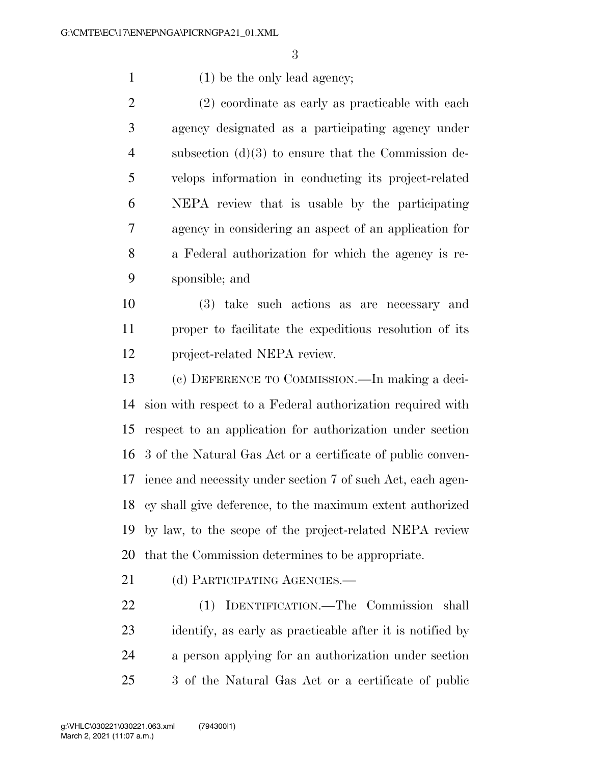(1) be the only lead agency;

(2) coordinate as early as practicable with each agency designated as a participating agency under subsection (d)(3) to ensure that the Commission develops information in conducting its project-related NEPA review that is usable by the participating agency in considering an aspect of an application for a Federal authorization for which the agency is responsible; and

(3) take such actions as are necessary and proper to facilitate the expeditious resolution of its project-related NEPA review.

(c) DEFERENCE TO COMMISSION.—In making a decision with respect to a Federal authorization required with respect to an application for authorization under section 3 of the Natural Gas Act or a certificate of public convenience and necessity under section 7 of such Act, each agency shall give deference, to the maximum extent authorized by law, to the scope of the project-related NEPA review that the Commission determines to be appropriate.

(d) PARTICIPATING AGENCIES.—

(1) IDENTIFICATION.—The Commission shall identify, as early as practicable after it is notified by a person applying for an authorization under section 3 of the Natural Gas Act or a certificate of public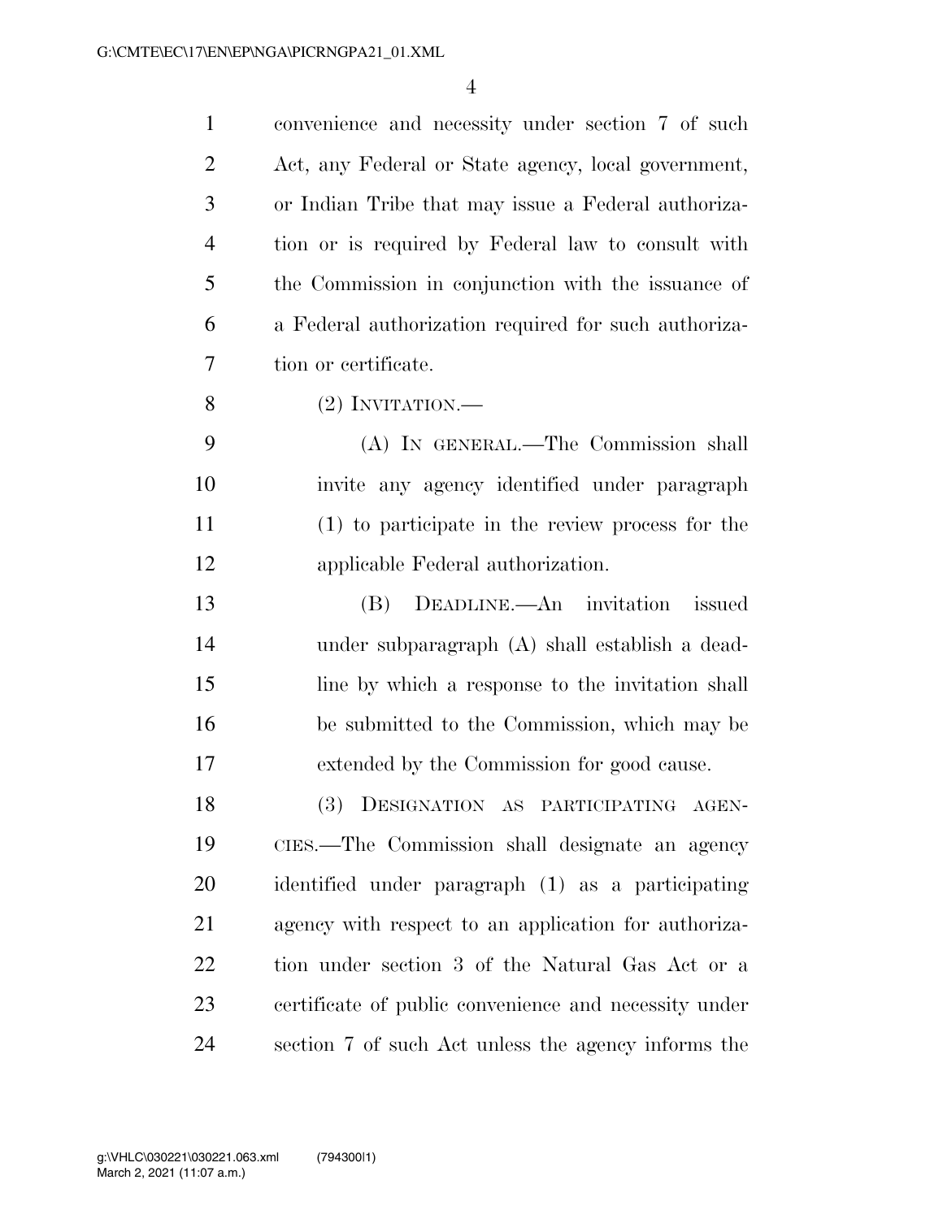convenience and necessity under section 7 of such Act, any Federal or State agency, local government, or Indian Tribe that may issue a Federal authorization or is required by Federal law to consult with the Commission in conjunction with the issuance of a Federal authorization required for such authorization or certificate.

(2) INVITATION.—

(A) IN GENERAL.—The Commission shall invite any agency identified under paragraph (1) to participate in the review process for the applicable Federal authorization.

(B) DEADLINE.—An invitation issued under subparagraph (A) shall establish a deadline by which a response to the invitation shall be submitted to the Commission, which may be extended by the Commission for good cause.

(3) DESIGNATION AS PARTICIPATING AGENCIES.—The Commission shall designate an agency identified under paragraph (1) as a participating agency with respect to an application for authorization under section 3 of the Natural Gas Act or a certificate of public convenience and necessity under section 7 of such Act unless the agency informs the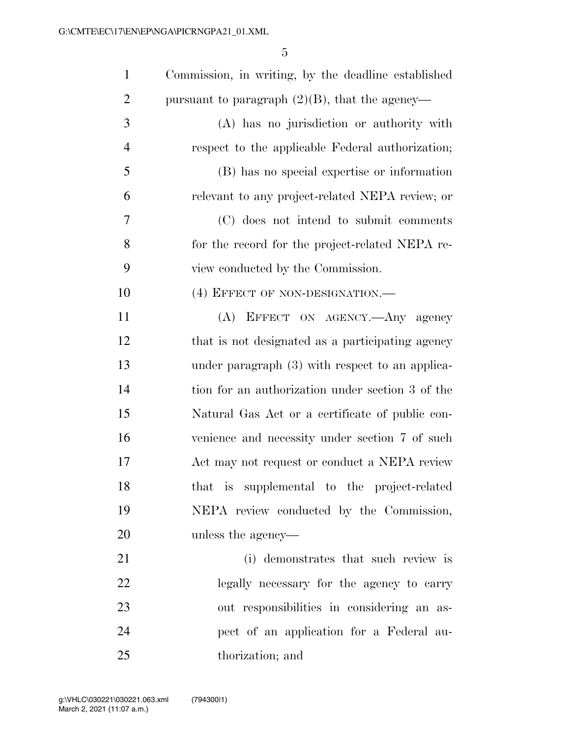Commission, in writing, by the deadline established pursuant to paragraph (2)(B), that the agency—

(A) has no jurisdiction or authority with respect to the applicable Federal authorization;

(B) has no special expertise or information relevant to any project-related NEPA review; or

(C) does not intend to submit comments for the record for the project-related NEPA review conducted by the Commission.

(4) EFFECT OF NON-DESIGNATION.—

(A) EFFECT ON AGENCY.—Any agency that is not designated as a participating agency under paragraph (3) with respect to an application for an authorization under section 3 of the Natural Gas Act or a certificate of public convenience and necessity under section 7 of such Act may not request or conduct a NEPA review that is supplemental to the project-related NEPA review conducted by the Commission, unless the agency—

(i) demonstrates that such review is legally necessary for the agency to carry out responsibilities in considering an aspect of an application for a Federal authorization; and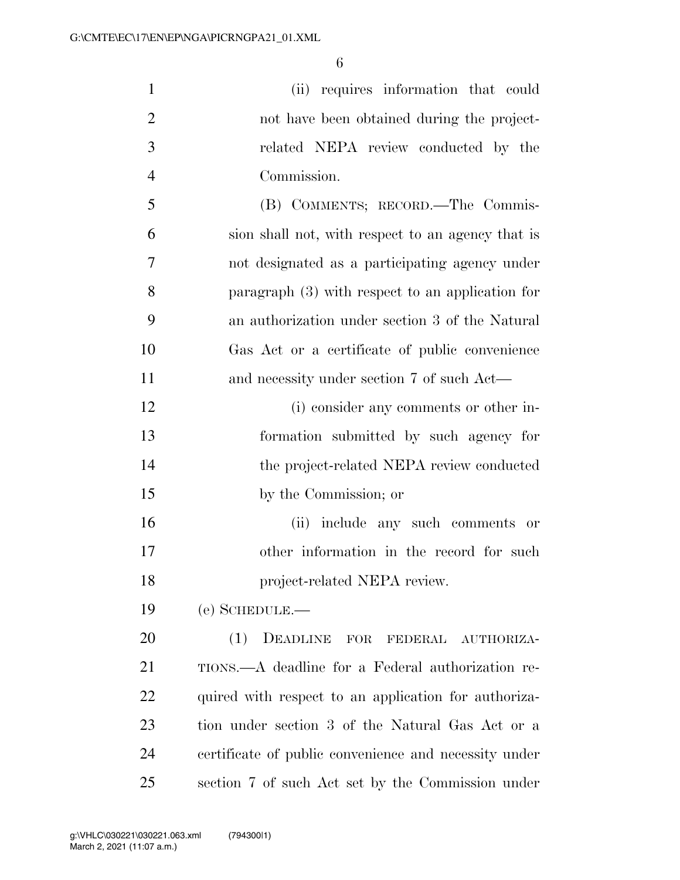(ii) requires information that could not have been obtained during the project-related NEPA review conducted by the Commission.

(B) COMMENTS; RECORD.—The Commission shall not, with respect to an agency that is not designated as a participating agency under paragraph (3) with respect to an application for an authorization under section 3 of the Natural Gas Act or a certificate of public convenience and necessity under section 7 of such Act—

(i) consider any comments or other information submitted by such agency for the project-related NEPA review conducted by the Commission; or

(ii) include any such comments or other information in the record for such project-related NEPA review.

(e) SCHEDULE.—

(1) DEADLINE FOR FEDERAL AUTHORIZATIONS.—A deadline for a Federal authorization required with respect to an application for authorization under section 3 of the Natural Gas Act or a certificate of public convenience and necessity under section 7 of such Act set by the Commission under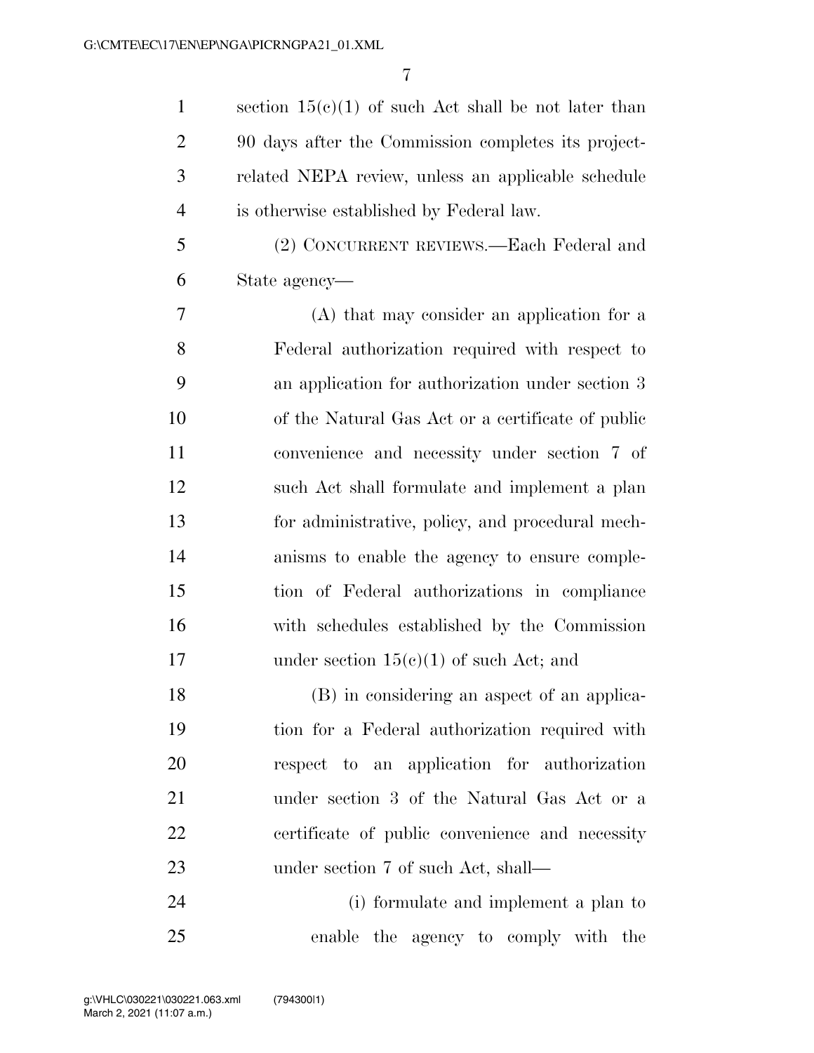section 15(c)(1) of such Act shall be not later than 90 days after the Commission completes its project-related NEPA review, unless an applicable schedule is otherwise established by Federal law.

(2) CONCURRENT REVIEWS.—Each Federal and State agency—

(A) that may consider an application for a Federal authorization required with respect to an application for authorization under section 3 of the Natural Gas Act or a certificate of public convenience and necessity under section 7 of such Act shall formulate and implement a plan for administrative, policy, and procedural mechanisms to enable the agency to ensure completion of Federal authorizations in compliance with schedules established by the Commission under section 15(c)(1) of such Act; and

(B) in considering an aspect of an application for a Federal authorization required with respect to an application for authorization under section 3 of the Natural Gas Act or a certificate of public convenience and necessity under section 7 of such Act, shall—

(i) formulate and implement a plan to enable the agency to comply with the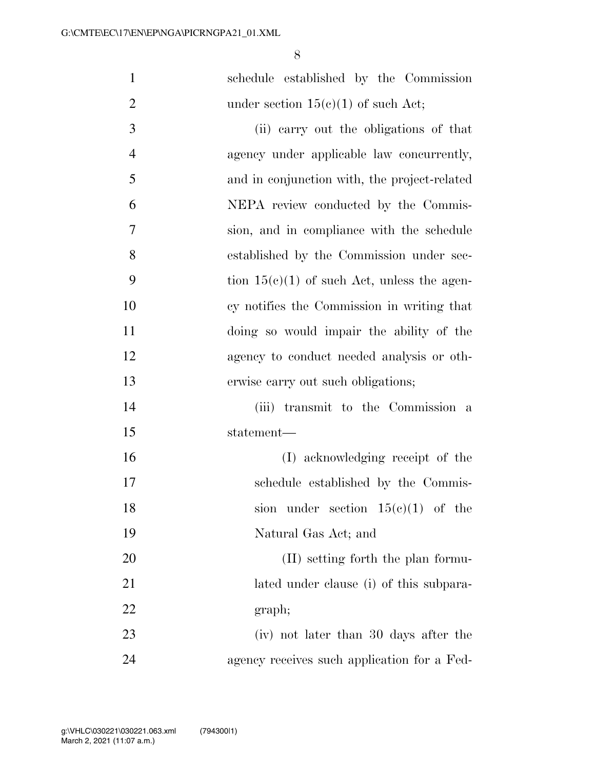schedule established by the Commission under section 15(c)(1) of such Act;

(ii) carry out the obligations of that agency under applicable law concurrently, and in conjunction with, the project-related NEPA review conducted by the Commission, and in compliance with the schedule established by the Commission under section 15(c)(1) of such Act, unless the agency notifies the Commission in writing that doing so would impair the ability of the agency to conduct needed analysis or otherwise carry out such obligations;

(iii) transmit to the Commission a statement—

(I) acknowledging receipt of the schedule established by the Commission under section 15(c)(1) of the Natural Gas Act; and

(II) setting forth the plan formulated under clause (i) of this subparagraph;

(iv) not later than 30 days after the agency receives such application for a Fed-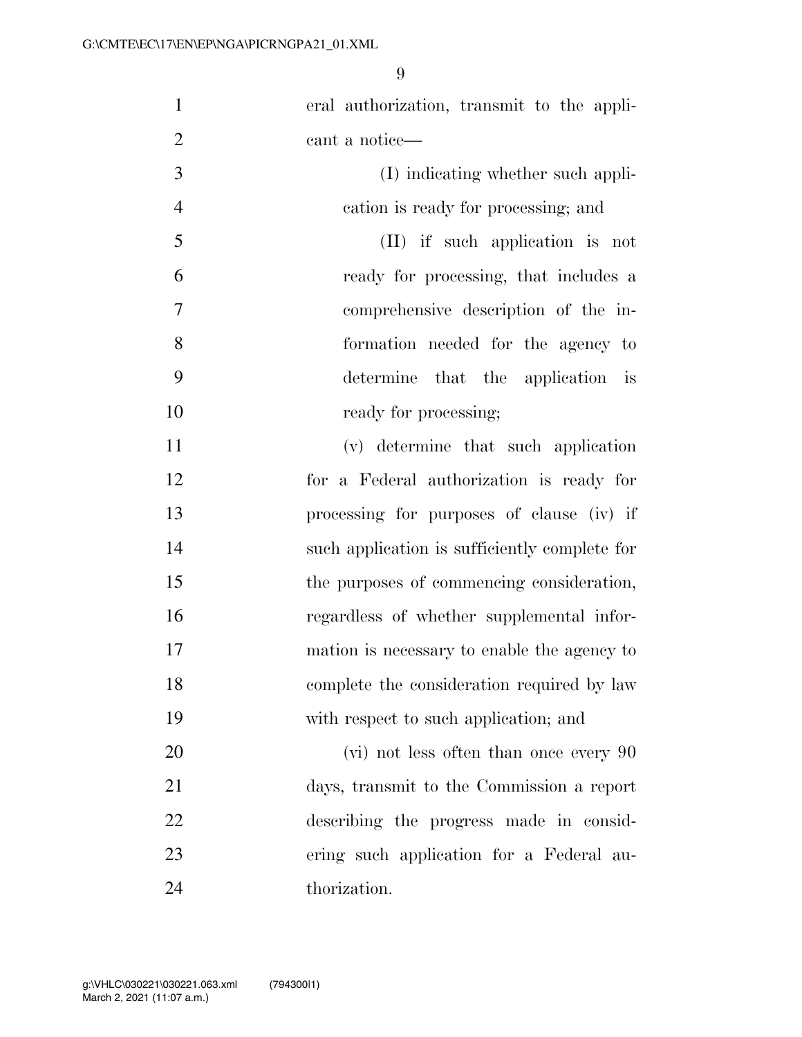eral authorization, transmit to the applicant a notice—

(I) indicating whether such application is ready for processing; and

(II) if such application is not ready for processing, that includes a comprehensive description of the information needed for the agency to determine that the application is ready for processing;

(v) determine that such application for a Federal authorization is ready for processing for purposes of clause (iv) if such application is sufficiently complete for the purposes of commencing consideration, regardless of whether supplemental information is necessary to enable the agency to complete the consideration required by law with respect to such application; and

(vi) not less often than once every 90 days, transmit to the Commission a report describing the progress made in considering such application for a Federal authorization.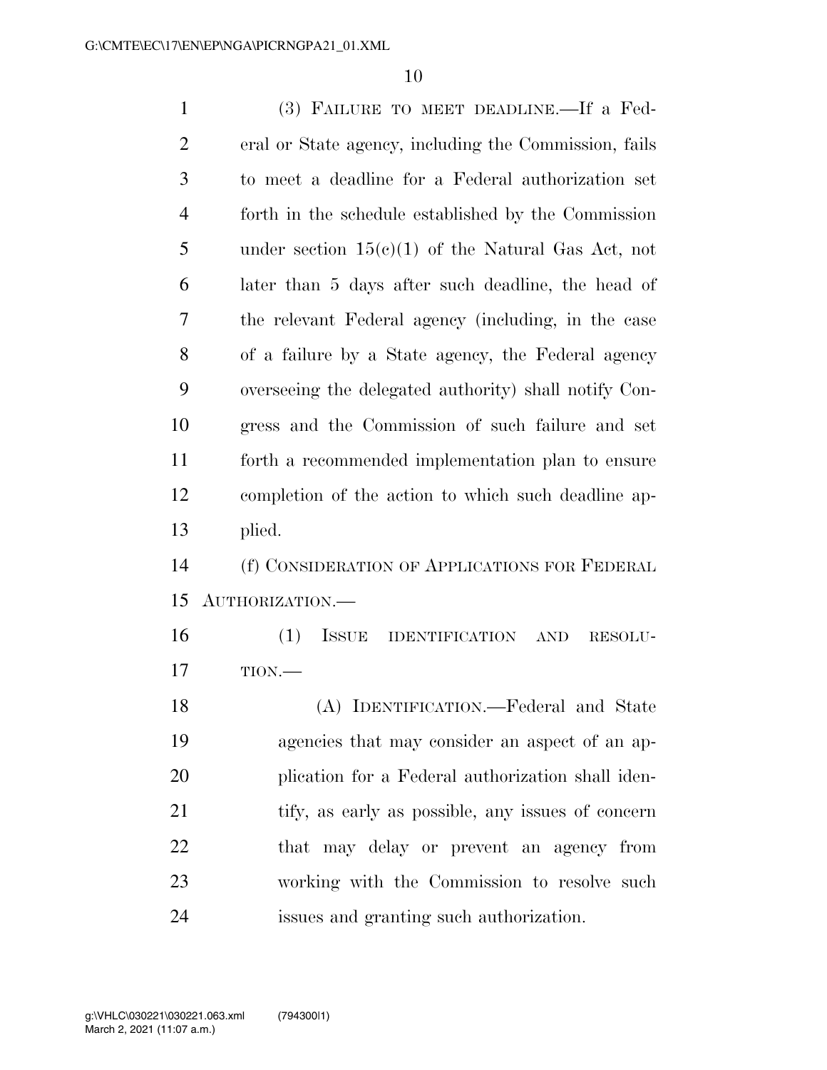(3) FAILURE TO MEET DEADLINE.—If a Federal or State agency, including the Commission, fails to meet a deadline for a Federal authorization set forth in the schedule established by the Commission under section 15(c)(1) of the Natural Gas Act, not later than 5 days after such deadline, the head of the relevant Federal agency (including, in the case of a failure by a State agency, the Federal agency overseeing the delegated authority) shall notify Congress and the Commission of such failure and set forth a recommended implementation plan to ensure completion of the action to which such deadline applied.

(f) CONSIDERATION OF APPLICATIONS FOR FEDERAL AUTHORIZATION.—

(1) ISSUE IDENTIFICATION AND RESOLUTION.—

(A) IDENTIFICATION.—Federal and State agencies that may consider an aspect of an application for a Federal authorization shall identify, as early as possible, any issues of concern that may delay or prevent an agency from working with the Commission to resolve such issues and granting such authorization.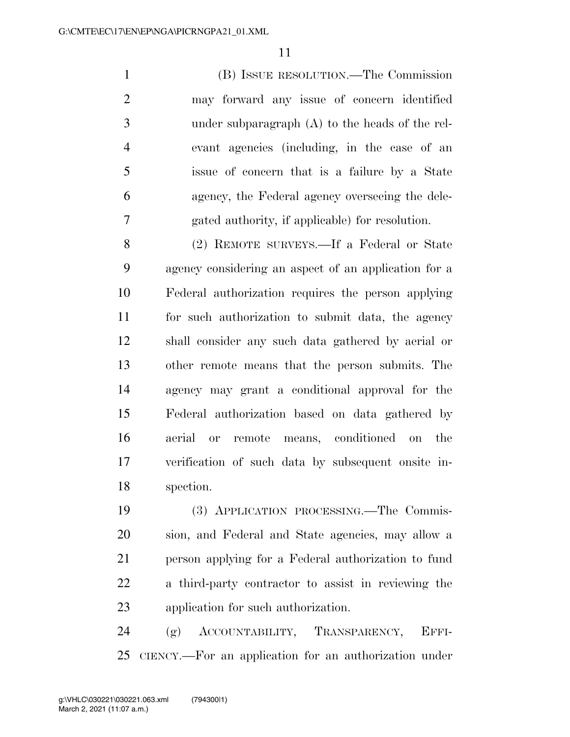(B) ISSUE RESOLUTION.—The Commission may forward any issue of concern identified under subparagraph (A) to the heads of the relevant agencies (including, in the case of an issue of concern that is a failure by a State agency, the Federal agency overseeing the delegated authority, if applicable) for resolution.

(2) REMOTE SURVEYS.—If a Federal or State agency considering an aspect of an application for a Federal authorization requires the person applying for such authorization to submit data, the agency shall consider any such data gathered by aerial or other remote means that the person submits. The agency may grant a conditional approval for the Federal authorization based on data gathered by aerial or remote means, conditioned on the verification of such data by subsequent onsite inspection.

(3) APPLICATION PROCESSING.—The Commission, and Federal and State agencies, may allow a person applying for a Federal authorization to fund a third-party contractor to assist in reviewing the application for such authorization.

(g) ACCOUNTABILITY, TRANSPARENCY, EFFICIENCY.—For an application for an authorization under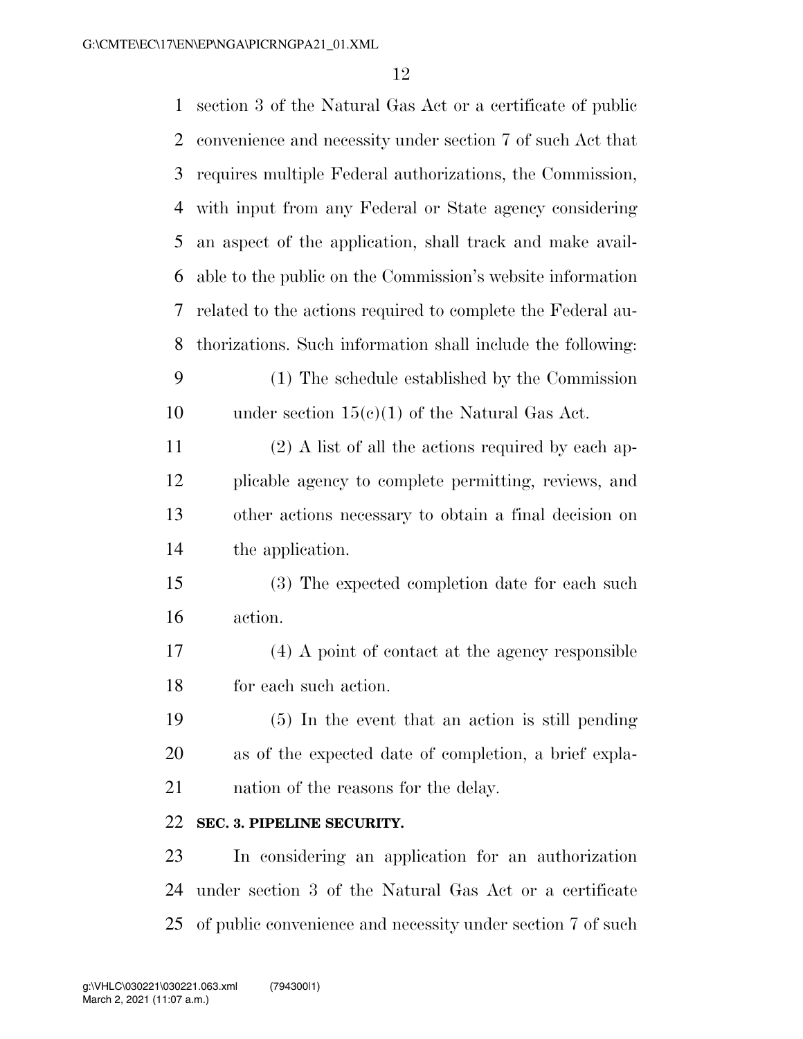section 3 of the Natural Gas Act or a certificate of public convenience and necessity under section 7 of such Act that requires multiple Federal authorizations, the Commission, with input from any Federal or State agency considering an aspect of the application, shall track and make available to the public on the Commission's website information related to the actions required to complete the Federal authorizations. Such information shall include the following:

(1) The schedule established by the Commission under section 15(c)(1) of the Natural Gas Act.

(2) A list of all the actions required by each applicable agency to complete permitting, reviews, and other actions necessary to obtain a final decision on the application.

(3) The expected completion date for each such action.

(4) A point of contact at the agency responsible for each such action.

(5) In the event that an action is still pending as of the expected date of completion, a brief explanation of the reasons for the delay.

**SEC. 3. PIPELINE SECURITY.**

In considering an application for an authorization under section 3 of the Natural Gas Act or a certificate of public convenience and necessity under section 7 of such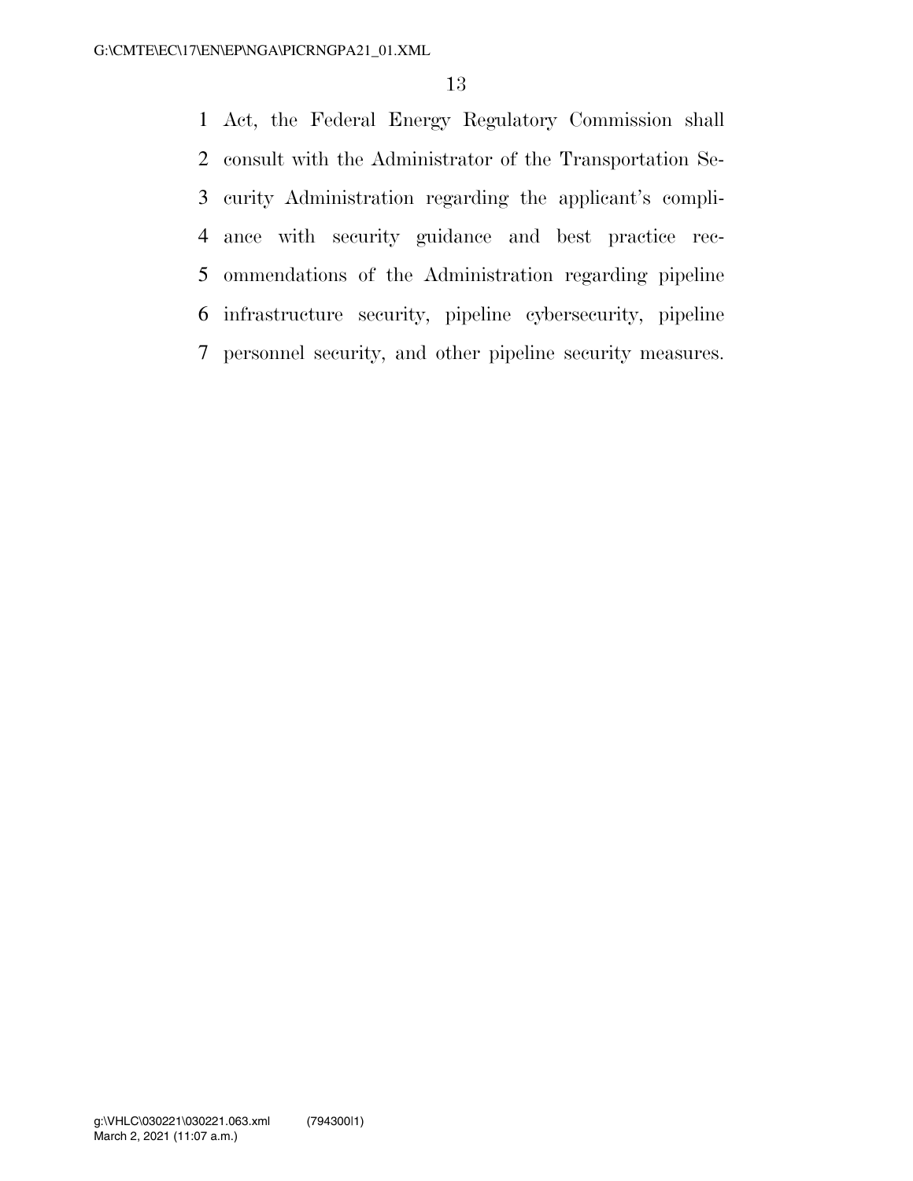Act, the Federal Energy Regulatory Commission shall consult with the Administrator of the Transportation Security Administration regarding the applicant's compliance with security guidance and best practice recommendations of the Administration regarding pipeline infrastructure security, pipeline cybersecurity, pipeline personnel security, and other pipeline security measures.